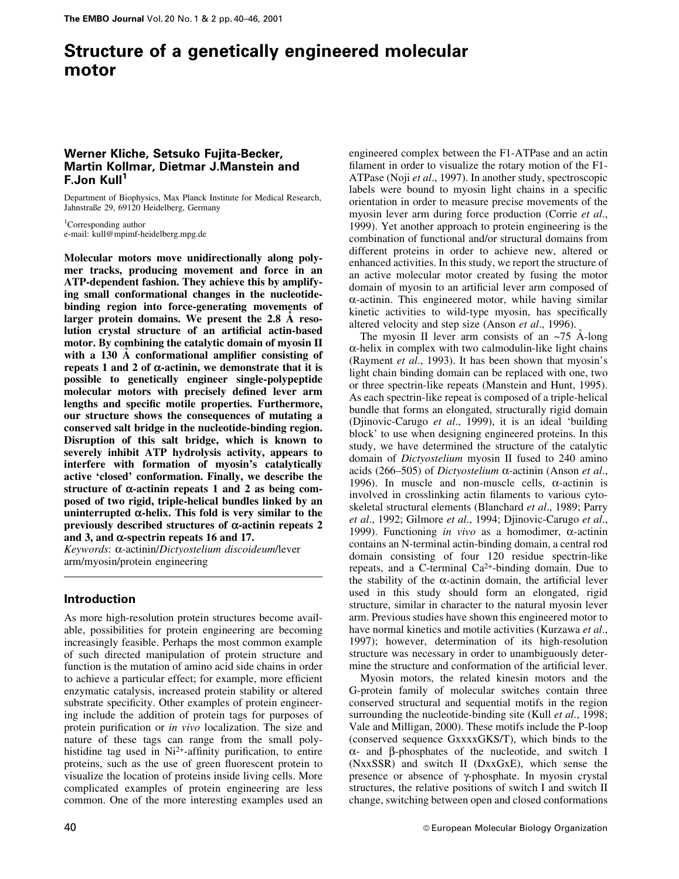# Structure of a genetically engineered molecular motor

**Werner Kliche, Setsuko Fujita-Becker, Martin Kollmar, Dietmar J.Manstein and F.Jon Kull[1]**

Department of Biophysics, Max Planck Institute for Medical Research, Jahnstraße 29, 69120 Heidelberg, Germany

[1]Corresponding author
e-mail: kull@mpimf-heidelberg.mpg.de

**Molecular motors move unidirectionally along polymer tracks, producing movement and force in an ATP-dependent fashion. They achieve this by amplifying small conformational changes in the nucleotide-binding region into force-generating movements of larger protein domains. We present the 2.8 Å resolution crystal structure of an artificial actin-based motor. By combining the catalytic domain of myosin II with a 130 Å conformational amplifier consisting of repeats 1 and 2 of α-actinin, we demonstrate that it is possible to genetically engineer single-polypeptide molecular motors with precisely defined lever arm lengths and specific motile properties. Furthermore, our structure shows the consequences of mutating a conserved salt bridge in the nucleotide-binding region. Disruption of this salt bridge, which is known to severely inhibit ATP hydrolysis activity, appears to interfere with formation of myosin's catalytically active 'closed' conformation. Finally, we describe the structure of α-actinin repeats 1 and 2 as being composed of two rigid, triple-helical bundles linked by an uninterrupted α-helix. This fold is very similar to the previously described structures of α-actinin repeats 2 and 3, and α-spectrin repeats 16 and 17.**

*Keywords*: α-actinin/*Dictyostelium discoideum*/lever arm/myosin/protein engineering

## Introduction

As more high-resolution protein structures become available, possibilities for protein engineering are becoming increasingly feasible. Perhaps the most common example of such directed manipulation of protein structure and function is the mutation of amino acid side chains in order to achieve a particular effect; for example, more efficient enzymatic catalysis, increased protein stability or altered substrate specificity. Other examples of protein engineering include the addition of protein tags for purposes of protein purification or *in vivo* localization. The size and nature of these tags can range from the small polyhistidine tag used in $Ni^{2+}$-affinity purification, to entire proteins, such as the use of green fluorescent protein to visualize the location of proteins inside living cells. More complicated examples of protein engineering are less common. One of the more interesting examples used an engineered complex between the F1-ATPase and an actin filament in order to visualize the rotary motion of the F1-ATPase (Noji *et al*., 1997). In another study, spectroscopic labels were bound to myosin light chains in a specific orientation in order to measure precise movements of the myosin lever arm during force production (Corrie *et al*., 1999). Yet another approach to protein engineering is the combination of functional and/or structural domains from different proteins in order to achieve new, altered or enhanced activities. In this study, we report the structure of an active molecular motor created by fusing the motor domain of myosin to an artificial lever arm composed of α-actinin. This engineered motor, while having similar kinetic activities to wild-type myosin, has specifically altered velocity and step size (Anson *et al*., 1996).

The myosin II lever arm consists of an ~75 Å-long α-helix in complex with two calmodulin-like light chains (Rayment *et al*., 1993). It has been shown that myosin's light chain binding domain can be replaced with one, two or three spectrin-like repeats (Manstein and Hunt, 1995). As each spectrin-like repeat is composed of a triple-helical bundle that forms an elongated, structurally rigid domain (Djinovic-Carugo *et al*., 1999), it is an ideal 'building block' to use when designing engineered proteins. In this study, we have determined the structure of the catalytic domain of *Dictyostelium* myosin II fused to 240 amino acids (266–505) of *Dictyostelium* α-actinin (Anson *et al*., 1996). In muscle and non-muscle cells, α-actinin is involved in crosslinking actin filaments to various cytoskeletal structural elements (Blanchard *et al*., 1989; Parry *et al*., 1992; Gilmore *et al*., 1994; Djinovic-Carugo *et al*., 1999). Functioning *in vivo* as a homodimer, α-actinin contains an N-terminal actin-binding domain, a central rod domain consisting of four 120 residue spectrin-like repeats, and a C-terminal $Ca^{2+}$-binding domain. Due to the stability of the α-actinin domain, the artificial lever used in this study should form an elongated, rigid structure, similar in character to the natural myosin lever arm. Previous studies have shown this engineered motor to have normal kinetics and motile activities (Kurzawa *et al*., 1997); however, determination of its high-resolution structure was necessary in order to unambiguously determine the structure and conformation of the artificial lever.

Myosin motors, the related kinesin motors and the G-protein family of molecular switches contain three conserved structural and sequential motifs in the region surrounding the nucleotide-binding site (Kull *et al*., 1998; Vale and Milligan, 2000). These motifs include the P-loop (conserved sequence GxxxxGKS/T), which binds to the α- and β-phosphates of the nucleotide, and switch I (NxxSSR) and switch II (DxxGxE), which sense the presence or absence of γ-phosphate. In myosin crystal structures, the relative positions of switch I and switch II change, switching between open and closed conformations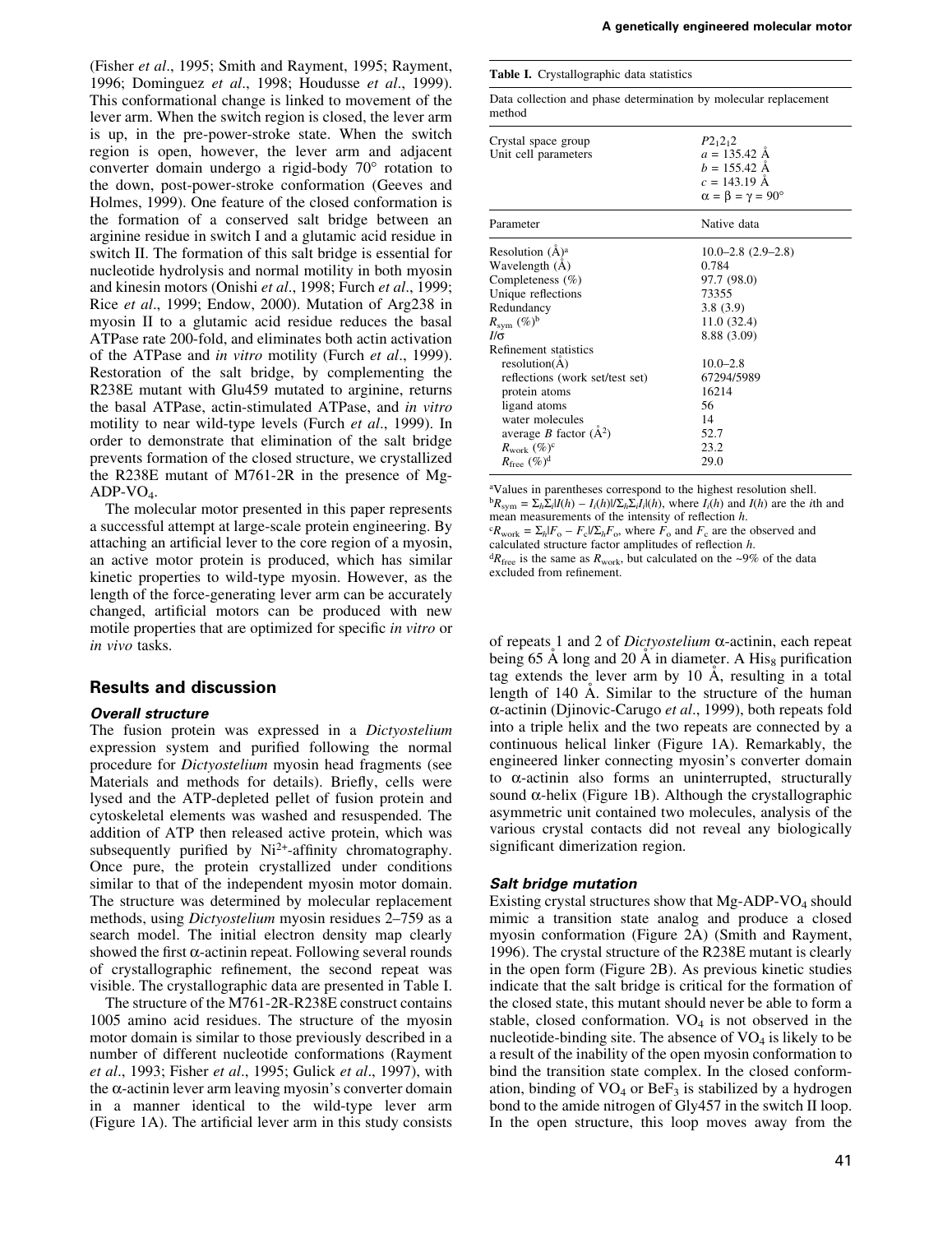(Fisher *et al*., 1995; Smith and Rayment, 1995; Rayment, 1996; Dominguez *et al*., 1998; Houdusse *et al*., 1999). This conformational change is linked to movement of the lever arm. When the switch region is closed, the lever arm is up, in the pre-power-stroke state. When the switch region is open, however, the lever arm and adjacent converter domain undergo a rigid-body 70° rotation to the down, post-power-stroke conformation (Geeves and Holmes, 1999). One feature of the closed conformation is the formation of a conserved salt bridge between an arginine residue in switch I and a glutamic acid residue in switch II. The formation of this salt bridge is essential for nucleotide hydrolysis and normal motility in both myosin and kinesin motors (Onishi *et al*., 1998; Furch *et al*., 1999; Rice *et al*., 1999; Endow, 2000). Mutation of Arg238 in myosin II to a glutamic acid residue reduces the basal ATPase rate 200-fold, and eliminates both actin activation of the ATPase and *in vitro* motility (Furch *et al*., 1999). Restoration of the salt bridge, by complementing the R238E mutant with Glu459 mutated to arginine, returns the basal ATPase, actin-stimulated ATPase, and *in vitro* motility to near wild-type levels (Furch *et al*., 1999). In order to demonstrate that elimination of the salt bridge prevents formation of the closed structure, we crystallized the R238E mutant of M761-2R in the presence of Mg-ADP-$VO_4$.

The molecular motor presented in this paper represents a successful attempt at large-scale protein engineering. By attaching an artificial lever to the core region of a myosin, an active motor protein is produced, which has similar kinetic properties to wild-type myosin. However, as the length of the force-generating lever arm can be accurately changed, artificial motors can be produced with new motile properties that are optimized for specific *in vitro* or *in vivo* tasks.

## Results and discussion

### Overall structure

The fusion protein was expressed in a *Dictyostelium* expression system and purified following the normal procedure for *Dictyostelium* myosin head fragments (see Materials and methods for details). Briefly, cells were lysed and the ATP-depleted pellet of fusion protein and cytoskeletal elements was washed and resuspended. The addition of ATP then released active protein, which was subsequently purified by $Ni^{2+}$-affinity chromatography. Once pure, the protein crystallized under conditions similar to that of the independent myosin motor domain. The structure was determined by molecular replacement methods, using *Dictyostelium* myosin residues 2–759 as a search model. The initial electron density map clearly showed the first α-actinin repeat. Following several rounds of crystallographic refinement, the second repeat was visible. The crystallographic data are presented in Table I.

**Table I.** Crystallographic data statistics

Data collection and phase determination by molecular replacement method

| Crystal space group | $P2_12_12$ |
|---|---|
| Unit cell parameters | $a$ = 135.42 Å |
| | $b$ = 155.42 Å |
| | $c$ = 143.19 Å |
| | α = β = γ = 90° |
| **Parameter** | **Native data** |
| Resolution (Å)[a] | 10.0–2.8 (2.9–2.8) |
| Wavelength (Å) | 0.784 |
| Completeness (%) | 97.7 (98.0) |
| Unique reflections | 73355 |
| Redundancy | 3.8 (3.9) |
| $R_{sym}$ (%)[b] | 11.0 (32.4) |
| $I/\sigma$ | 8.88 (3.09) |
| Refinement statistics | |
| resolution(Å) | 10.0–2.8 |
| reflections (work set/test set) | 67294/5989 |
| protein atoms | 16214 |
| ligand atoms | 56 |
| water molecules | 14 |
| average $B$ factor (Å$^2$) | 52.7 |
| $R_{work}$ (%)[c] | 23.2 |
| $R_{free}$ (%)[d] | 29.0 |

[a]Values in parentheses correspond to the highest resolution shell.
[b]$R_{sym} = \Sigma_h\Sigma_i|I(h) - I_i(h)|/\Sigma_h\Sigma_iI_i(h)$, where $I_i(h)$ and $I(h)$ are the $i$th and mean measurements of the intensity of reflection $h$.
[c]$R_{work} = \Sigma_h|F_o - F_c|/\Sigma_hF_o$, where $F_o$ and $F_c$ are the observed and calculated structure factor amplitudes of reflection $h$.
[d]$R_{free}$ is the same as $R_{work}$, but calculated on the ~9% of the data excluded from refinement.

The structure of the M761-2R-R238E construct contains 1005 amino acid residues. The structure of the myosin motor domain is similar to those previously described in a number of different nucleotide conformations (Rayment *et al*., 1993; Fisher *et al*., 1995; Gulick *et al*., 1997), with the α-actinin lever arm leaving myosin's converter domain in a manner identical to the wild-type lever arm (Figure 1A). The artificial lever arm in this study consists of repeats 1 and 2 of *Dictyostelium* α-actinin, each repeat being 65 Å long and 20 Å in diameter. A $His_8$ purification tag extends the lever arm by 10 Å, resulting in a total length of 140 Å. Similar to the structure of the human α-actinin (Djinovic-Carugo *et al*., 1999), both repeats fold into a triple helix and the two repeats are connected by a continuous helical linker (Figure 1A). Remarkably, the engineered linker connecting myosin's converter domain to α-actinin also forms an uninterrupted, structurally sound α-helix (Figure 1B). Although the crystallographic asymmetric unit contained two molecules, analysis of the various crystal contacts did not reveal any biologically significant dimerization region.

### Salt bridge mutation

Existing crystal structures show that Mg-ADP-$VO_4$ should mimic a transition state analog and produce a closed myosin conformation (Figure 2A) (Smith and Rayment, 1996). The crystal structure of the R238E mutant is clearly in the open form (Figure 2B). As previous kinetic studies indicate that the salt bridge is critical for the formation of the closed state, this mutant should never be able to form a stable, closed conformation. $VO_4$ is not observed in the nucleotide-binding site. The absence of $VO_4$ is likely to be a result of the inability of the open myosin conformation to bind the transition state complex. In the closed conformation, binding of $VO_4$ or $BeF_3$ is stabilized by a hydrogen bond to the amide nitrogen of Gly457 in the switch II loop. In the open structure, this loop moves away from the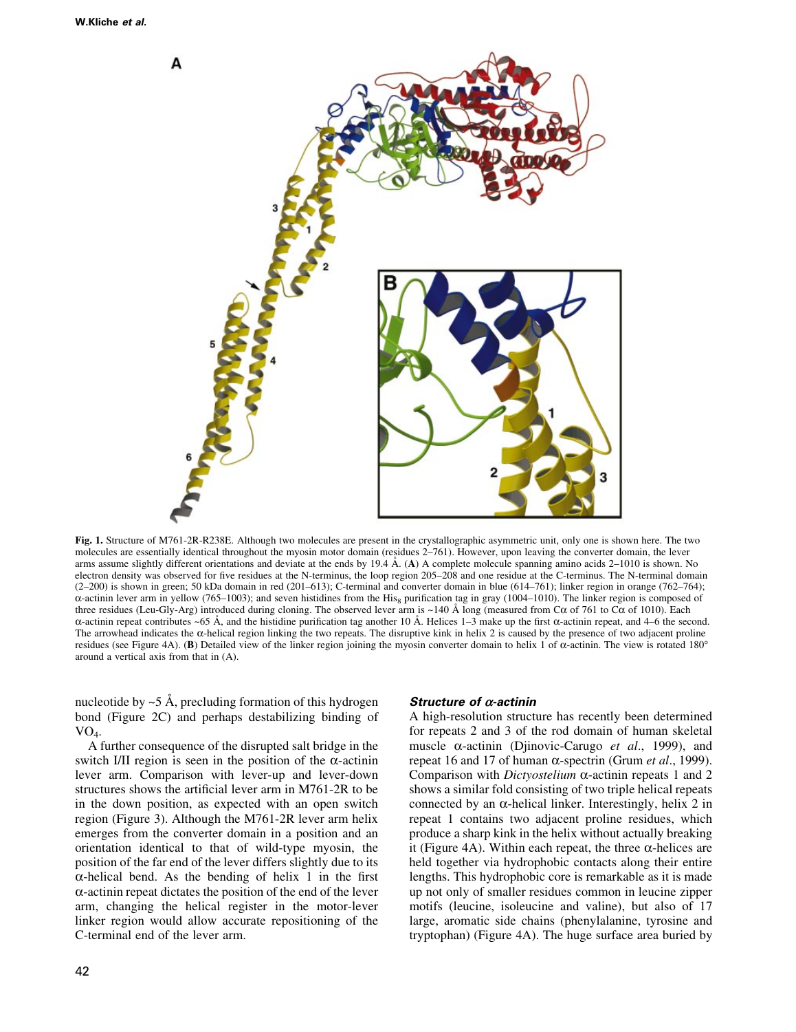**Fig. 1.** Structure of M761-2R-R238E. Although two molecules are present in the crystallographic asymmetric unit, only one is shown here. The two molecules are essentially identical throughout the myosin motor domain (residues 2–761). However, upon leaving the converter domain, the lever arms assume slightly different orientations and deviate at the ends by 19.4 Å. (**A**) A complete molecule spanning amino acids 2–1010 is shown. No electron density was observed for five residues at the N-terminus, the loop region 205–208 and one residue at the C-terminus. The N-terminal domain (2–200) is shown in green; 50 kDa domain in red (201–613); C-terminal and converter domain in blue (614–761); linker region in orange (762–764); α-actinin lever arm in yellow (765–1003); and seven histidines from the $His_8$ purification tag in gray (1004–1010). The linker region is composed of three residues (Leu-Gly-Arg) introduced during cloning. The observed lever arm is ~140 Å long (measured from Cα of 761 to Cα of 1010). Each α-actinin repeat contributes ~65 Å, and the histidine purification tag another 10 Å. Helices 1–3 make up the first α-actinin repeat, and 4–6 the second. The arrowhead indicates the α-helical region linking the two repeats. The disruptive kink in helix 2 is caused by the presence of two adjacent proline residues (see Figure 4A). (**B**) Detailed view of the linker region joining the myosin converter domain to helix 1 of α-actinin. The view is rotated 180° around a vertical axis from that in (A).

nucleotide by ~5 Å, precluding formation of this hydrogen bond (Figure 2C) and perhaps destabilizing binding of $VO_4$.

A further consequence of the disrupted salt bridge in the switch I/II region is seen in the position of the α-actinin lever arm. Comparison with lever-up and lever-down structures shows the artificial lever arm in M761-2R to be in the down position, as expected with an open switch region (Figure 3). Although the M761-2R lever arm helix emerges from the converter domain in a position and an orientation identical to that of wild-type myosin, the position of the far end of the lever differs slightly due to its α-helical bend. As the bending of helix 1 in the first α-actinin repeat dictates the position of the end of the lever arm, changing the helical register in the motor-lever linker region would allow accurate repositioning of the C-terminal end of the lever arm.

### *Structure of α-actinin*

A high-resolution structure has recently been determined for repeats 2 and 3 of the rod domain of human skeletal muscle α-actinin (Djinovic-Carugo *et al*., 1999), and repeat 16 and 17 of human α-spectrin (Grum *et al*., 1999). Comparison with *Dictyostelium* α-actinin repeats 1 and 2 shows a similar fold consisting of two triple helical repeats connected by an α-helical linker. Interestingly, helix 2 in repeat 1 contains two adjacent proline residues, which produce a sharp kink in the helix without actually breaking it (Figure 4A). Within each repeat, the three α-helices are held together via hydrophobic contacts along their entire lengths. This hydrophobic core is remarkable as it is made up not only of smaller residues common in leucine zipper motifs (leucine, isoleucine and valine), but also of 17 large, aromatic side chains (phenylalanine, tyrosine and tryptophan) (Figure 4A). The huge surface area buried by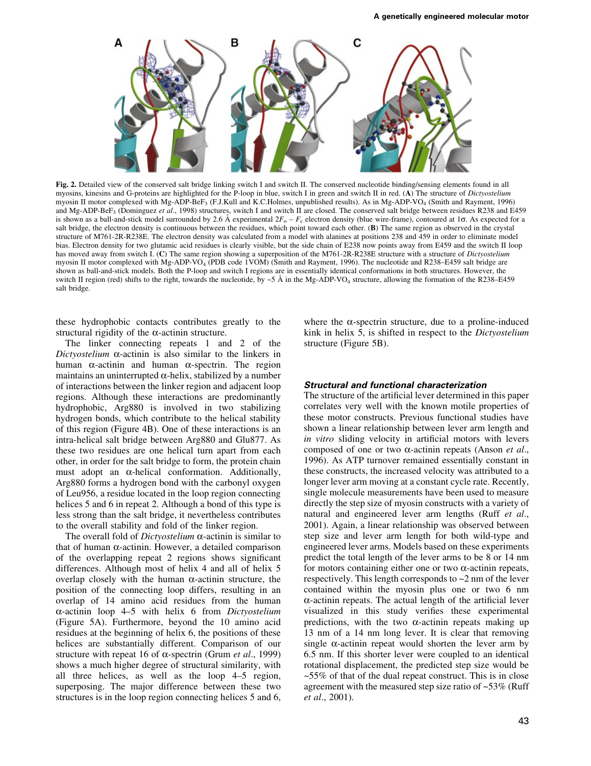**Fig. 2.** Detailed view of the conserved salt bridge linking switch I and switch II. The conserved nucleotide binding/sensing elements found in all myosins, kinesins and G-proteins are highlighted for the P-loop in blue, switch I in green and switch II in red. (**A**) The structure of *Dictyostelium* myosin II motor complexed with Mg-ADP-$BeF_3$ (F.J.Kull and K.C.Holmes, unpublished results). As in Mg-ADP-$VO_4$ (Smith and Rayment, 1996) and Mg-ADP-$BeF_3$ (Dominguez *et al*., 1998) structures, switch I and switch II are closed. The conserved salt bridge between residues R238 and E459 is shown as a ball-and-stick model surrounded by 2.6 Å experimental $2F_o - F_c$ electron density (blue wire-frame), contoured at 1σ. As expected for a salt bridge, the electron density is continuous between the residues, which point toward each other. (**B**) The same region as observed in the crystal structure of M761-2R-R238E. The electron density was calculated from a model with alanines at positions 238 and 459 in order to eliminate model bias. Electron density for two glutamic acid residues is clearly visible, but the side chain of E238 now points away from E459 and the switch II loop has moved away from switch I. (**C**) The same region showing a superposition of the M761-2R-R238E structure with a structure of *Dictyostelium* myosin II motor complexed with Mg-ADP-$VO_4$ (PDB code 1VOM) (Smith and Rayment, 1996). The nucleotide and R238–E459 salt bridge are shown as ball-and-stick models. Both the P-loop and switch I regions are in essentially identical conformations in both structures. However, the switch II region (red) shifts to the right, towards the nucleotide, by ~5 Å in the Mg-ADP-$VO_4$ structure, allowing the formation of the R238–E459 salt bridge.

these hydrophobic contacts contributes greatly to the structural rigidity of the α-actinin structure.

The linker connecting repeats 1 and 2 of the *Dictyostelium* α-actinin is also similar to the linkers in human α-actinin and human α-spectrin. The region maintains an uninterrupted α-helix, stabilized by a number of interactions between the linker region and adjacent loop regions. Although these interactions are predominantly hydrophobic, Arg880 is involved in two stabilizing hydrogen bonds, which contribute to the helical stability of this region (Figure 4B). One of these interactions is an intra-helical salt bridge between Arg880 and Glu877. As these two residues are one helical turn apart from each other, in order for the salt bridge to form, the protein chain must adopt an α-helical conformation. Additionally, Arg880 forms a hydrogen bond with the carbonyl oxygen of Leu956, a residue located in the loop region connecting helices 5 and 6 in repeat 2. Although a bond of this type is less strong than the salt bridge, it nevertheless contributes to the overall stability and fold of the linker region.

The overall fold of *Dictyostelium* α-actinin is similar to that of human α-actinin. However, a detailed comparison of the overlapping repeat 2 regions shows significant differences. Although most of helix 4 and all of helix 5 overlap closely with the human α-actinin structure, the position of the connecting loop differs, resulting in an overlap of 14 amino acid residues from the human α-actinin loop 4–5 with helix 6 from *Dictyostelium* (Figure 5A). Furthermore, beyond the 10 amino acid residues at the beginning of helix 6, the positions of these helices are substantially different. Comparison of our structure with repeat 16 of α-spectrin (Grum *et al*., 1999) shows a much higher degree of structural similarity, with all three helices, as well as the loop 4–5 region, superposing. The major difference between these two structures is in the loop region connecting helices 5 and 6, where the α-spectrin structure, due to a proline-induced kink in helix 5, is shifted in respect to the *Dictyostelium* structure (Figure 5B).

### Structural and functional characterization

The structure of the artificial lever determined in this paper correlates very well with the known motile properties of these motor constructs. Previous functional studies have shown a linear relationship between lever arm length and *in vitro* sliding velocity in artificial motors with levers composed of one or two α-actinin repeats (Anson *et al*., 1996). As ATP turnover remained essentially constant in these constructs, the increased velocity was attributed to a longer lever arm moving at a constant cycle rate. Recently, single molecule measurements have been used to measure directly the step size of myosin constructs with a variety of natural and engineered lever arm lengths (Ruff *et al*., 2001). Again, a linear relationship was observed between step size and lever arm length for both wild-type and engineered lever arms. Models based on these experiments predict the total length of the lever arms to be 8 or 14 nm for motors containing either one or two α-actinin repeats, respectively. This length corresponds to ~2 nm of the lever contained within the myosin plus one or two 6 nm α-actinin repeats. The actual length of the artificial lever visualized in this study verifies these experimental predictions, with the two α-actinin repeats making up 13 nm of a 14 nm long lever. It is clear that removing single α-actinin repeat would shorten the lever arm by 6.5 nm. If this shorter lever were coupled to an identical rotational displacement, the predicted step size would be ~55% of that of the dual repeat construct. This is in close agreement with the measured step size ratio of ~53% (Ruff *et al*., 2001).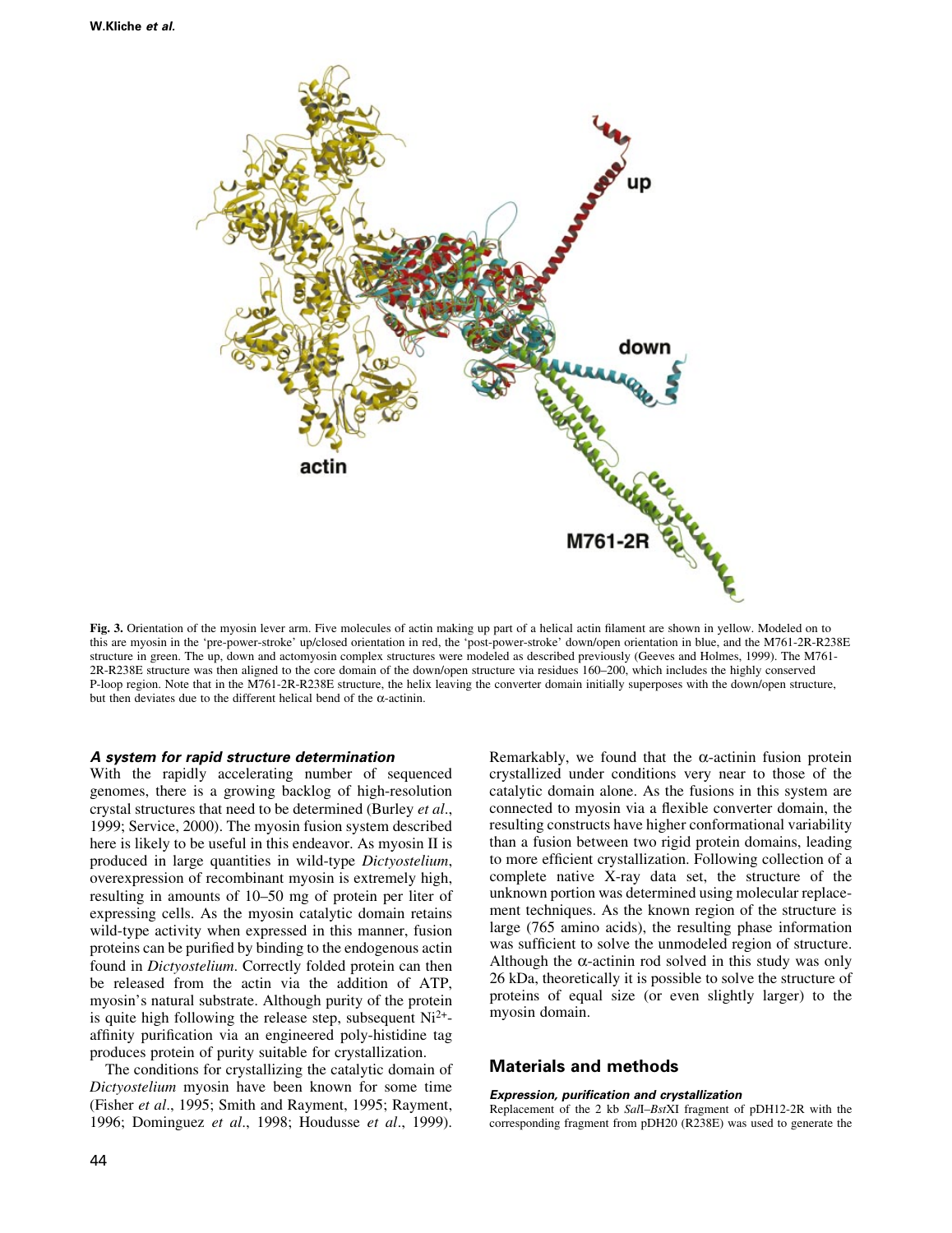Fig. 3. Orientation of the myosin lever arm. Five molecules of actin making up part of a helical actin filament are shown in yellow. Modeled on to this are myosin in the 'pre-power-stroke' up/closed orientation in red, the 'post-power-stroke' down/open orientation in blue, and the M761-2R-R238E structure in green. The up, down and actomyosin complex structures were modeled as described previously (Geeves and Holmes, 1999). The M761-2R-R238E structure was then aligned to the core domain of the down/open structure via residues 160–200, which includes the highly conserved P-loop region. Note that in the M761-2R-R238E structure, the helix leaving the converter domain initially superposes with the down/open structure, but then deviates due to the different helical bend of the α-actinin.

### *A system for rapid structure determination*

With the rapidly accelerating number of sequenced genomes, there is a growing backlog of high-resolution crystal structures that need to be determined (Burley *et al*., 1999; Service, 2000). The myosin fusion system described here is likely to be useful in this endeavor. As myosin II is produced in large quantities in wild-type *Dictyostelium*, overexpression of recombinant myosin is extremely high, resulting in amounts of 10–50 mg of protein per liter of expressing cells. As the myosin catalytic domain retains wild-type activity when expressed in this manner, fusion proteins can be purified by binding to the endogenous actin found in *Dictyostelium*. Correctly folded protein can then be released from the actin via the addition of ATP, myosin's natural substrate. Although purity of the protein is quite high following the release step, subsequent $Ni^{2+}$-affinity purification via an engineered poly-histidine tag produces protein of purity suitable for crystallization.

The conditions for crystallizing the catalytic domain of *Dictyostelium* myosin have been known for some time (Fisher *et al*., 1995; Smith and Rayment, 1995; Rayment, 1996; Dominguez *et al*., 1998; Houdusse *et al*., 1999). Remarkably, we found that the α-actinin fusion protein crystallized under conditions very near to those of the catalytic domain alone. As the fusions in this system are connected to myosin via a flexible converter domain, the resulting constructs have higher conformational variability than a fusion between two rigid protein domains, leading to more efficient crystallization. Following collection of a complete native X-ray data set, the structure of the unknown portion was determined using molecular replacement techniques. As the known region of the structure is large (765 amino acids), the resulting phase information was sufficient to solve the unmodeled region of structure. Although the α-actinin rod solved in this study was only 26 kDa, theoretically it is possible to solve the structure of proteins of equal size (or even slightly larger) to the myosin domain.

## Materials and methods

### *Expression, purification and crystallization*

Replacement of the 2 kb *Sal*I–*Bst*XI fragment of pDH12-2R with the corresponding fragment from pDH20 (R238E) was used to generate the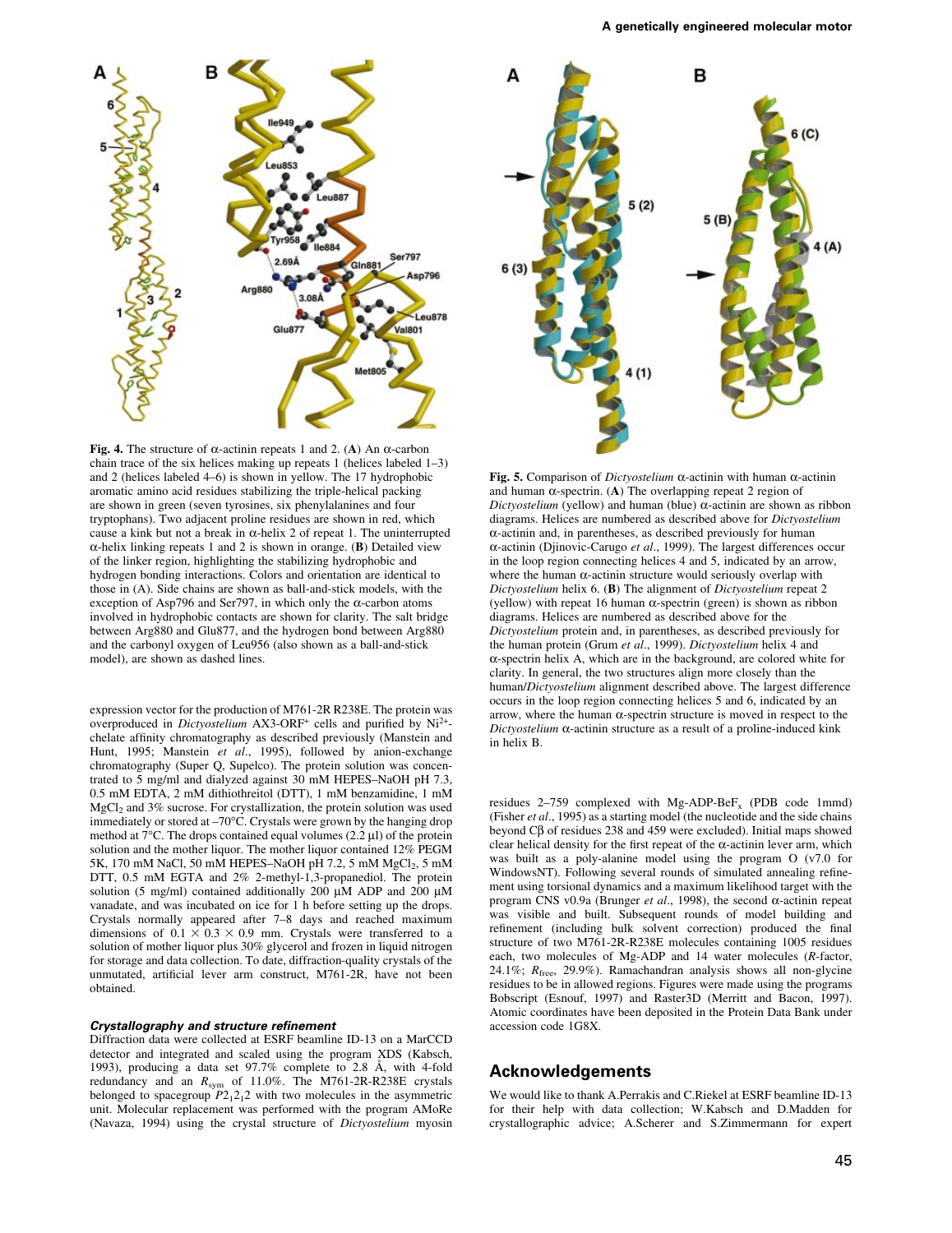**Fig. 4.** The structure of α-actinin repeats 1 and 2. (**A**) An α-carbon chain trace of the six helices making up repeats 1 (helices labeled 1–3) and 2 (helices labeled 4–6) is shown in yellow. The 17 hydrophobic aromatic amino acid residues stabilizing the triple-helical packing are shown in green (seven tyrosines, six phenylalanines and four tryptophans). Two adjacent proline residues are shown in red, which cause a kink but not a break in α-helix 2 of repeat 1. The uninterrupted α-helix linking repeats 1 and 2 is shown in orange. (**B**) Detailed view of the linker region, highlighting the stabilizing hydrophobic and hydrogen bonding interactions. Colors and orientation are identical to those in (A). Side chains are shown as ball-and-stick models, with the exception of Asp796 and Ser797, in which only the α-carbon atoms involved in hydrophobic contacts are shown for clarity. The salt bridge between Arg880 and Glu877, and the hydrogen bond between Arg880 and the carbonyl oxygen of Leu956 (also shown as a ball-and-stick model), are shown as dashed lines.

**Fig. 5.** Comparison of *Dictyostelium* α-actinin with human α-actinin and human α-spectrin. (**A**) The overlapping repeat 2 region of *Dictyostelium* (yellow) and human (blue) α-actinin are shown as ribbon diagrams. Helices are numbered as described above for *Dictyostelium* α-actinin and, in parentheses, as described previously for human α-actinin (Djinovic-Carugo *et al*., 1999). The largest differences occur in the loop region connecting helices 4 and 5, indicated by an arrow, where the human α-actinin structure would seriously overlap with *Dictyostelium* helix 6. (**B**) The alignment of *Dictyostelium* repeat 2 (yellow) with repeat 16 human α-spectrin (green) is shown as ribbon diagrams. Helices are numbered as described above for the *Dictyostelium* protein and, in parentheses, as described previously for the human protein (Grum *et al*., 1999). *Dictyostelium* helix 4 and α-spectrin helix A, which are in the background, are colored white for clarity. In general, the two structures align more closely than the human/*Dictyostelium* alignment described above. The largest difference occurs in the loop region connecting helices 5 and 6, indicated by an arrow, where the human α-spectrin structure is moved in respect to the *Dictyostelium* α-actinin structure as a result of a proline-induced kink in helix B.

expression vector for the production of M761-2R R238E. The protein was overproduced in *Dictyostelium* AX3-ORF+ cells and purified by $Ni^{2+}$-chelate affinity chromatography as described previously (Manstein and Hunt, 1995; Manstein *et al*., 1995), followed by anion-exchange chromatography (Super Q, Supelco). The protein solution was concentrated to 5 mg/ml and dialyzed against 30 mM HEPES–NaOH pH 7.3, 0.5 mM EDTA, 2 mM dithiothreitol (DTT), 1 mM benzamidine, 1 mM $MgCl_2$ and 3% sucrose. For crystallization, the protein solution was used immediately or stored at –70°C. Crystals were grown by the hanging drop method at 7°C. The drops contained equal volumes (2.2 µl) of the protein solution and the mother liquor. The mother liquor contained 12% PEGM 5K, 170 mM NaCl, 50 mM HEPES–NaOH pH 7.2, 5 mM $MgCl_2$, 5 mM DTT, 0.5 mM EGTA and 2% 2-methyl-1,3-propanediol. The protein solution (5 mg/ml) contained additionally 200 µM ADP and 200 µM vanadate, and was incubated on ice for 1 h before setting up the drops. Crystals normally appeared after 7–8 days and reached maximum dimensions of 0.1 × 0.3 × 0.9 mm. Crystals were transferred to a solution of mother liquor plus 30% glycerol and frozen in liquid nitrogen for storage and data collection. To date, diffraction-quality crystals of the unmutated, artificial lever arm construct, M761-2R, have not been obtained.

### Crystallography and structure refinement

Diffraction data were collected at ESRF beamline ID-13 on a MarCCD detector and integrated and scaled using the program XDS (Kabsch, 1993), producing a data set 97.7% complete to 2.8 Å, with 4-fold redundancy and an $R_{sym}$ of 11.0%. The M761-2R-R238E crystals belonged to spacegroup $P2_12_12$ with two molecules in the asymmetric unit. Molecular replacement was performed with the program AMoRe (Navaza, 1994) using the crystal structure of *Dictyostelium* myosin residues 2–759 complexed with Mg-ADP-$BeF_x$ (PDB code 1mmd) (Fisher *et al*., 1995) as a starting model (the nucleotide and the side chains beyond Cβ of residues 238 and 459 were excluded). Initial maps showed clear helical density for the first repeat of the α-actinin lever arm, which was built as a poly-alanine model using the program O (v7.0 for WindowsNT). Following several rounds of simulated annealing refinement using torsional dynamics and a maximum likelihood target with the program CNS v0.9a (Brunger *et al*., 1998), the second α-actinin repeat was visible and built. Subsequent rounds of model building and refinement (including bulk solvent correction) produced the final structure of two M761-2R-R238E molecules containing 1005 residues each, two molecules of Mg-ADP and 14 water molecules (*R*-factor, 24.1%; $R_{free}$, 29.9%). Ramachandran analysis shows all non-glycine residues to be in allowed regions. Figures were made using the programs Bobscript (Esnouf, 1997) and Raster3D (Merritt and Bacon, 1997). Atomic coordinates have been deposited in the Protein Data Bank under accession code 1G8X.

## Acknowledgements

We would like to thank A.Perrakis and C.Riekel at ESRF beamline ID-13 for their help with data collection; W.Kabsch and D.Madden for crystallographic advice; A.Scherer and S.Zimmermann for expert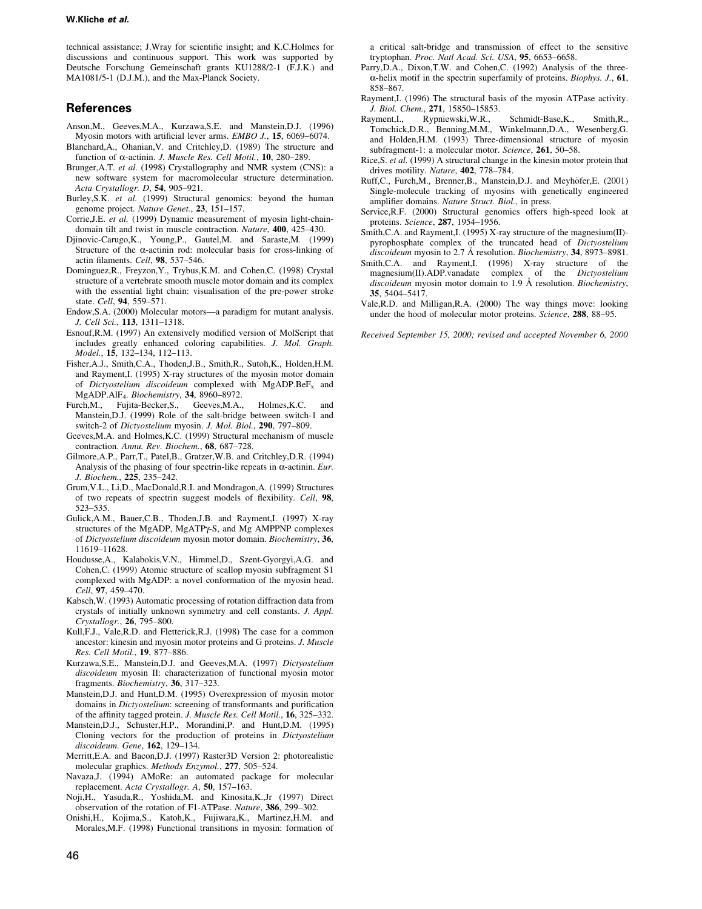technical assistance; J.Wray for scientific insight; and K.C.Holmes for discussions and continuous support. This work was supported by Deutsche Forschung Gemeinschaft grants KU1288/2-1 (F.J.K.) and MA1081/5-1 (D.J.M.), and the Max-Planck Society.

## References

Anson,M., Geeves,M.A., Kurzawa,S.E. and Manstein,D.J. (1996) Myosin motors with artificial lever arms. *EMBO J.*, **15**, 6069–6074.

Blanchard,A., Ohanian,V. and Critchley,D. (1989) The structure and function of α-actinin. *J. Muscle Res. Cell Motil.*, **10**, 280–289.

Brunger,A.T. *et al.* (1998) Crystallography and NMR system (CNS): a new software system for macromolecular structure determination. *Acta Crystallogr. D*, **54**, 905–921.

Burley,S.K. *et al.* (1999) Structural genomics: beyond the human genome project. *Nature Genet.*, **23**, 151–157.

Corrie,J.E. *et al.* (1999) Dynamic measurement of myosin light-chain-domain tilt and twist in muscle contraction. *Nature*, **400**, 425–430.

Djinovic-Carugo,K., Young,P., Gautel,M. and Saraste,M. (1999) Structure of the α-actinin rod: molecular basis for cross-linking of actin filaments. *Cell*, **98**, 537–546.

Dominguez,R., Freyzon,Y., Trybus,K.M. and Cohen,C. (1998) Crystal structure of a vertebrate smooth muscle motor domain and its complex with the essential light chain: visualisation of the pre-power stroke state. *Cell*, **94**, 559–571.

Endow,S.A. (2000) Molecular motors—a paradigm for mutant analysis. *J. Cell Sci.*, **113**, 1311–1318.

Esnouf,R.M. (1997) An extensively modified version of MolScript that includes greatly enhanced coloring capabilities. *J. Mol. Graph. Model.*, **15**, 132–134, 112–113.

Fisher,A.J., Smith,C.A., Thoden,J.B., Smith,R., Sutoh,K., Holden,H.M. and Rayment,I. (1995) X-ray structures of the myosin motor domain of *Dictyostelium discoideum* complexed with $MgADP.BeF_x$ and $MgADP.AlF_4$. *Biochemistry*, **34**, 8960–8972.

Furch,M., Fujita-Becker,S., Geeves,M.A., Holmes,K.C. and Manstein,D.J. (1999) Role of the salt-bridge between switch-1 and switch-2 of *Dictyostelium* myosin. *J. Mol. Biol.*, **290**, 797–809.

Geeves,M.A. and Holmes,K.C. (1999) Structural mechanism of muscle contraction. *Annu. Rev. Biochem.*, **68**, 687–728.

Gilmore,A.P., Parr,T., Patel,B., Gratzer,W.B. and Critchley,D.R. (1994) Analysis of the phasing of four spectrin-like repeats in α-actinin. *Eur. J. Biochem.*, **225**, 235–242.

Grum,V.L., Li,D., MacDonald,R.I. and Mondragon,A. (1999) Structures of two repeats of spectrin suggest models of flexibility. *Cell*, **98**, 523–535.

Gulick,A.M., Bauer,C.B., Thoden,J.B. and Rayment,I. (1997) X-ray structures of the MgADP, MgATPγ-S, and Mg AMPPNP complexes of *Dictyostelium discoideum* myosin motor domain. *Biochemistry*, **36**, 11619–11628.

Houdusse,A., Kalabokis,V.N., Himmel,D., Szent-Gyorgyi,A.G. and Cohen,C. (1999) Atomic structure of scallop myosin subfragment S1 complexed with MgADP: a novel conformation of the myosin head. *Cell*, **97**, 459–470.

Kabsch,W. (1993) Automatic processing of rotation diffraction data from crystals of initially unknown symmetry and cell constants. *J. Appl. Crystallogr.*, **26**, 795–800.

Kull,F.J., Vale,R.D. and Fletterick,R.J. (1998) The case for a common ancestor: kinesin and myosin motor proteins and G proteins. *J. Muscle Res. Cell Motil.*, **19**, 877–886.

Kurzawa,S.E., Manstein,D.J. and Geeves,M.A. (1997) *Dictyostelium discoideum* myosin II: characterization of functional myosin motor fragments. *Biochemistry*, **36**, 317–323.

Manstein,D.J. and Hunt,D.M. (1995) Overexpression of myosin motor domains in *Dictyostelium*: screening of transformants and purification of the affinity tagged protein. *J. Muscle Res. Cell Motil.*, **16**, 325–332.

Manstein,D.J., Schuster,H.P., Morandini,P. and Hunt,D.M. (1995) Cloning vectors for the production of proteins in *Dictyostelium discoideum*. *Gene*, **162**, 129–134.

Merritt,E.A. and Bacon,D.J. (1997) Raster3D Version 2: photorealistic molecular graphics. *Methods Enzymol.*, **277**, 505–524.

Navaza,J. (1994) AMoRe: an automated package for molecular replacement. *Acta Crystallogr. A*, **50**, 157–163.

Noji,H., Yasuda,R., Yoshida,M. and Kinosita,K.,Jr (1997) Direct observation of the rotation of F1-ATPase. *Nature*, **386**, 299–302.

Onishi,H., Kojima,S., Katoh,K., Fujiwara,K., Martinez,H.M. and Morales,M.F. (1998) Functional transitions in myosin: formation of a critical salt-bridge and transmission of effect to the sensitive tryptophan. *Proc. Natl Acad. Sci. USA*, **95**, 6653–6658.

Parry,D.A., Dixon,T.W. and Cohen,C. (1992) Analysis of the three-α-helix motif in the spectrin superfamily of proteins. *Biophys. J.*, **61**, 858–867.

Rayment,I. (1996) The structural basis of the myosin ATPase activity. *J. Biol. Chem.*, **271**, 15850–15853.

Rayment,I., Rypniewski,W.R., Schmidt-Base,K., Smith,R., Tomchick,D.R., Benning,M.M., Winkelmann,D.A., Wesenberg,G. and Holden,H.M. (1993) Three-dimensional structure of myosin subfragment-1: a molecular motor. *Science*, **261**, 50–58.

Rice,S. *et al.* (1999) A structural change in the kinesin motor protein that drives motility. *Nature*, **402**, 778–784.

Ruff,C., Furch,M., Brenner,B., Manstein,D.J. and Meyhöfer,E. (2001) Single-molecule tracking of myosins with genetically engineered amplifier domains. *Nature Struct. Biol.*, in press.

Service,R.F. (2000) Structural genomics offers high-speed look at proteins. *Science*, **287**, 1954–1956.

Smith,C.A. and Rayment,I. (1995) X-ray structure of the magnesium(II)-pyrophosphate complex of the truncated head of *Dictyostelium discoideum* myosin to 2.7 Å resolution. *Biochemistry*, **34**, 8973–8981.

Smith,C.A. and Rayment,I. (1996) X-ray structure of the magnesium(II).ADP.vanadate complex of the *Dictyostelium discoideum* myosin motor domain to 1.9 Å resolution. *Biochemistry*, **35**, 5404–5417.

Vale,R.D. and Milligan,R.A. (2000) The way things move: looking under the hood of molecular motor proteins. *Science*, **288**, 88–95.

*Received September 15, 2000; revised and accepted November 6, 2000*